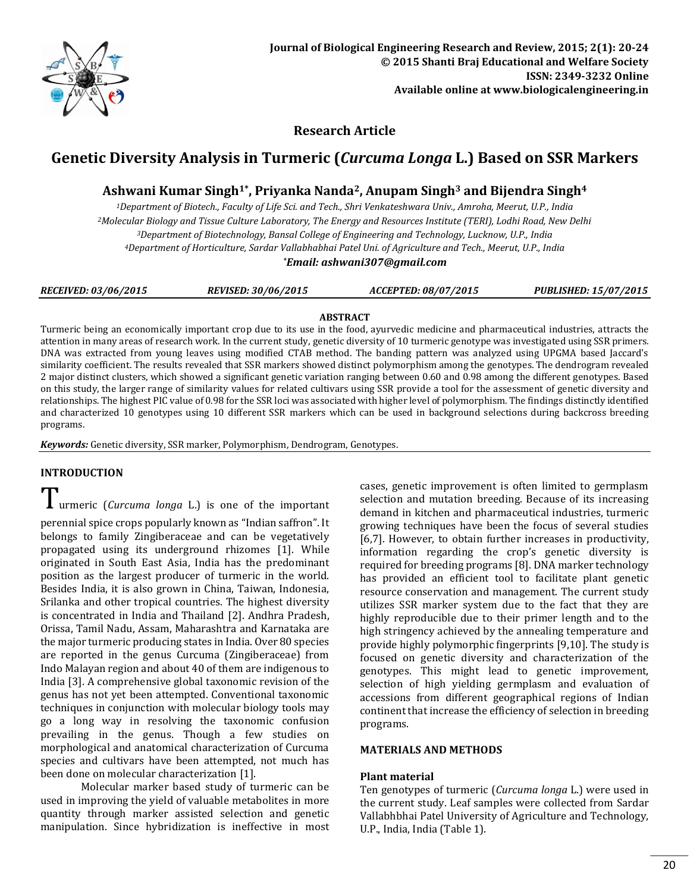Research Article

# Genetic Diversity Analysis in Turmeric (*Curcuma Longa* L.) Based on SSR Markers

**Ashwani Kumar Singh[1*], Priyanka Nanda[2], Anupam Singh[3] and Bijendra Singh[4]**

*[1]Department of Biotech., Faculty of Life Sci. and Tech., Shri Venkateshwara Univ., Amroha, Meerut, U.P., India*
*[2]Molecular Biology and Tissue Culture Laboratory, The Energy and Resources Institute (TERI), Lodhi Road, New Delhi*
*[3]Department of Biotechnology, Bansal College of Engineering and Technology, Lucknow, U.P., India*
*[4]Department of Horticulture, Sardar Vallabhbhai Patel Uni. of Agriculture and Tech., Meerut, U.P., India*
***Email: ashwani307@gmail.com***

| *RECEIVED: 03/06/2015* | *REVISED: 30/06/2015* | *ACCEPTED: 08/07/2015* | *PUBLISHED: 15/07/2015* |
|---|---|---|---|

**ABSTRACT**

Turmeric being an economically important crop due to its use in the food, ayurvedic medicine and pharmaceutical industries, attracts the attention in many areas of research work. In the current study, genetic diversity of 10 turmeric genotype was investigated using SSR primers. DNA was extracted from young leaves using modified CTAB method. The banding pattern was analyzed using UPGMA based Jaccard's similarity coefficient. The results revealed that SSR markers showed distinct polymorphism among the genotypes. The dendrogram revealed 2 major distinct clusters, which showed a significant genetic variation ranging between 0.60 and 0.98 among the different genotypes. Based on this study, the larger range of similarity values for related cultivars using SSR provide a tool for the assessment of genetic diversity and relationships. The highest PIC value of 0.98 for the SSR loci was associated with higher level of polymorphism. The findings distinctly identified and characterized 10 genotypes using 10 different SSR markers which can be used in background selections during backcross breeding programs.

***Keywords:*** Genetic diversity, SSR marker, Polymorphism, Dendrogram, Genotypes.

## INTRODUCTION

Turmeric (*Curcuma longa* L.) is one of the important perennial spice crops popularly known as "Indian saffron". It belongs to family Zingiberaceae and can be vegetatively propagated using its underground rhizomes [1]. While originated in South East Asia, India has the predominant position as the largest producer of turmeric in the world. Besides India, it is also grown in China, Taiwan, Indonesia, Srilanka and other tropical countries. The highest diversity is concentrated in India and Thailand [2]. Andhra Pradesh, Orissa, Tamil Nadu, Assam, Maharashtra and Karnataka are the major turmeric producing states in India. Over 80 species are reported in the genus Curcuma (Zingiberaceae) from Indo Malayan region and about 40 of them are indigenous to India [3]. A comprehensive global taxonomic revision of the genus has not yet been attempted. Conventional taxonomic techniques in conjunction with molecular biology tools may go a long way in resolving the taxonomic confusion prevailing in the genus. Though a few studies on morphological and anatomical characterization of Curcuma species and cultivars have been attempted, not much has been done on molecular characterization [1].

Molecular marker based study of turmeric can be used in improving the yield of valuable metabolites in more quantity through marker assisted selection and genetic manipulation. Since hybridization is ineffective in most cases, genetic improvement is often limited to germplasm selection and mutation breeding. Because of its increasing demand in kitchen and pharmaceutical industries, turmeric growing techniques have been the focus of several studies [6,7]. However, to obtain further increases in productivity, information regarding the crop's genetic diversity is required for breeding programs [8]. DNA marker technology has provided an efficient tool to facilitate plant genetic resource conservation and management. The current study utilizes SSR marker system due to the fact that they are highly reproducible due to their primer length and to the high stringency achieved by the annealing temperature and provide highly polymorphic fingerprints [9,10]. The study is focused on genetic diversity and characterization of the genotypes. This might lead to genetic improvement, selection of high yielding germplasm and evaluation of accessions from different geographical regions of Indian continent that increase the efficiency of selection in breeding programs.

## MATERIALS AND METHODS

### Plant material

Ten genotypes of turmeric (*Curcuma longa* L.) were used in the current study. Leaf samples were collected from Sardar Vallabhbhai Patel University of Agriculture and Technology, U.P., India, India (Table 1).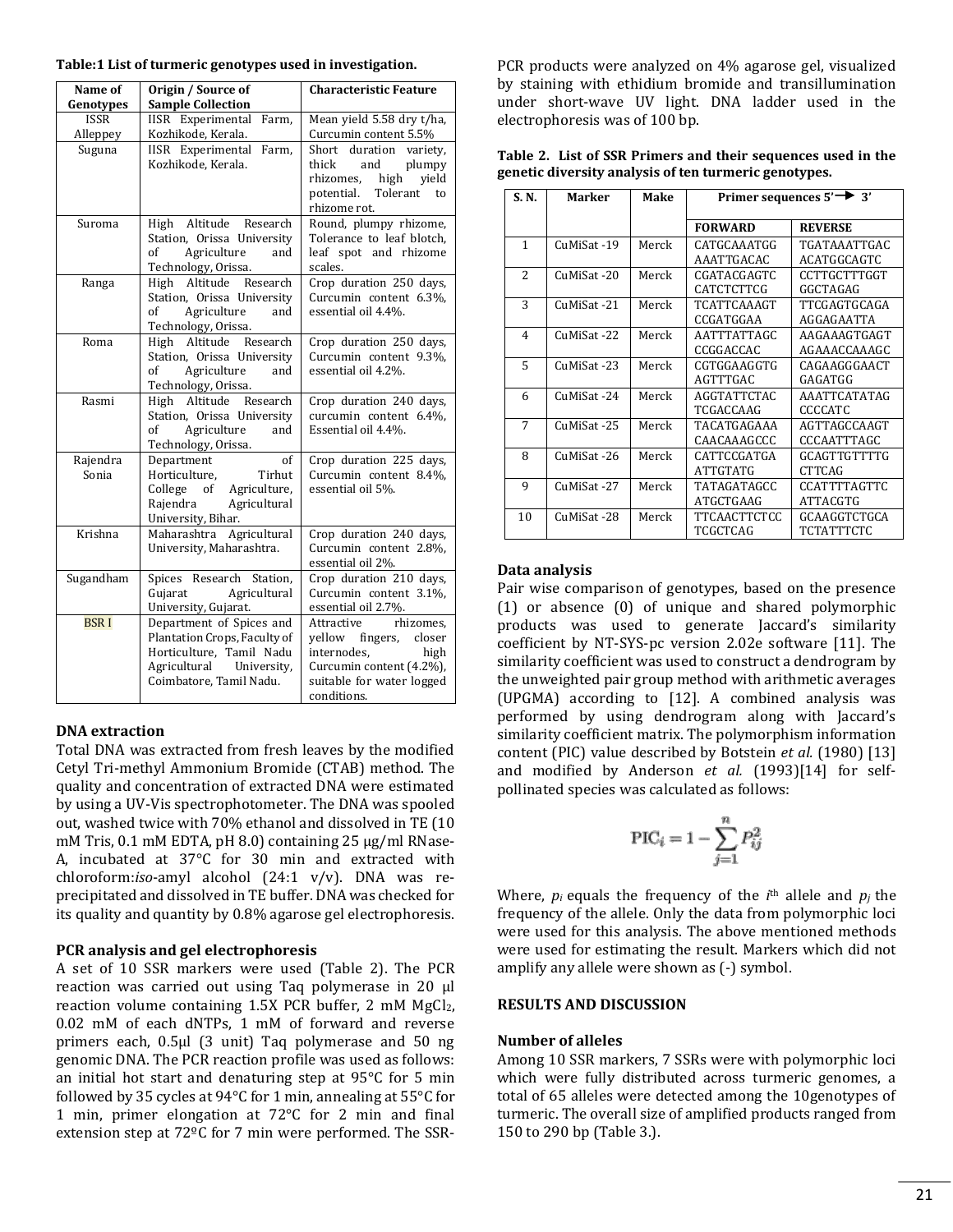**Table:1 List of turmeric genotypes used in investigation.**

| Name of Genotypes | Origin / Source of Sample Collection | Characteristic Feature |
|---|---|---|
| ISSR Alleppey | IISR Experimental Farm, Kozhikode, Kerala. | Mean yield 5.58 dry t/ha, Curcumin content 5.5% |
| Suguna | IISR Experimental Farm, Kozhikode, Kerala. | Short duration variety, thick and plumpy rhizomes, high yield potential. Tolerant to rhizome rot. |
| Suroma | High Altitude Research Station, Orissa University of Agriculture and Technology, Orissa. | Round, plumpy rhizome, Tolerance to leaf blotch, leaf spot and rhizome scales. |
| Ranga | High Altitude Research Station, Orissa University of Agriculture and Technology, Orissa. | Crop duration 250 days, Curcumin content 6.3%, essential oil 4.4%. |
| Roma | High Altitude Research Station, Orissa University of Agriculture and Technology, Orissa. | Crop duration 250 days, Curcumin content 9.3%, essential oil 4.2%. |
| Rasmi | High Altitude Research Station, Orissa University of Agriculture and Technology, Orissa. | Crop duration 240 days, curcumin content 6.4%, Essential oil 4.4%. |
| Rajendra Sonia | Department of Horticulture, Tirhut College of Agriculture, Rajendra Agricultural University, Bihar. | Crop duration 225 days, Curcumin content 8.4%, essential oil 5%. |
| Krishna | Maharashtra Agricultural University, Maharashtra. | Crop duration 240 days, Curcumin content 2.8%, essential oil 2%. |
| Sugandham | Spices Research Station, Gujarat Agricultural University, Gujarat. | Crop duration 210 days, Curcumin content 3.1%, essential oil 2.7%. |
| BSR I | Department of Spices and Plantation Crops, Faculty of Horticulture, Tamil Nadu Agricultural University, Coimbatore, Tamil Nadu. | Attractive rhizomes, yellow fingers, closer internodes, high Curcumin content (4.2%), suitable for water logged conditions. |

### DNA extraction

Total DNA was extracted from fresh leaves by the modified Cetyl Tri-methyl Ammonium Bromide (CTAB) method. The quality and concentration of extracted DNA were estimated by using a UV-Vis spectrophotometer. The DNA was spooled out, washed twice with 70% ethanol and dissolved in TE (10 mM Tris, 0.1 mM EDTA, pH 8.0) containing 25 μg/ml RNase-A, incubated at 37°C for 30 min and extracted with chloroform:*iso*-amyl alcohol (24:1 v/v). DNA was re-precipitated and dissolved in TE buffer. DNA was checked for its quality and quantity by 0.8% agarose gel electrophoresis.

### PCR analysis and gel electrophoresis

A set of 10 SSR markers were used (Table 2). The PCR reaction was carried out using Taq polymerase in 20 μl reaction volume containing 1.5X PCR buffer, 2 mM $MgCl_2$, 0.02 mM of each dNTPs, 1 mM of forward and reverse primers each, 0.5μl (3 unit) Taq polymerase and 50 ng genomic DNA. The PCR reaction profile was used as follows: an initial hot start and denaturing step at 95°C for 5 min followed by 35 cycles at 94°C for 1 min, annealing at 55°C for 1 min, primer elongation at 72°C for 2 min and final extension step at 72ºC for 7 min were performed. The SSR-PCR products were analyzed on 4% agarose gel, visualized by staining with ethidium bromide and transillumination under short-wave UV light. DNA ladder used in the electrophoresis was of 100 bp.

**Table 2. List of SSR Primers and their sequences used in the genetic diversity analysis of ten turmeric genotypes.**

| S. N. | Marker | Make | Primer sequences 5'→ 3' | |
|---|---|---|---|---|
| | | | FORWARD | REVERSE |
| 1 | CuMiSat -19 | Merck | CATGCAAATGG AAATTGACAC | TGATAAATTGAC ACATGGCAGTC |
| 2 | CuMiSat -20 | Merck | CGATACGAGTC CATCTCTTCG | CCTTGCTTTGGT GGCTAGAG |
| 3 | CuMiSat -21 | Merck | TCATTCAAAGT CCGATGGAA | TTCGAGTGCAGA AGGAGAATTA |
| 4 | CuMiSat -22 | Merck | AATTTATTAGC CCGGACCAC | AAGAAAGTGAGT AGAAACCAAAGC |
| 5 | CuMiSat -23 | Merck | CGTGGAAGGTG AGTTTGAC | CAGAAGGGAACT GAGATGG |
| 6 | CuMiSat -24 | Merck | AGGTATTCTAC TCGACCAAG | AAATTCATATAG CCCCATC |
| 7 | CuMiSat -25 | Merck | TACATGAGAAA CAACAAAGCCC | AGTTAGCCAAGT CCCAATTTAGC |
| 8 | CuMiSat -26 | Merck | CATTCCGATGA ATTGTATG | GCAGTTGTTTTG CTTCAG |
| 9 | CuMiSat -27 | Merck | TATAGATAGCC ATGCTGAAG | CCATTTTAGTTC ATTACGTG |
| 10 | CuMiSat -28 | Merck | TTCAACTTCTCC TCGCTCAG | GCAAGGTCTGCA TCTATTTCTC |

### Data analysis

Pair wise comparison of genotypes, based on the presence (1) or absence (0) of unique and shared polymorphic products was used to generate Jaccard's similarity coefficient by NT-SYS-pc version 2.02e software [11]. The similarity coefficient was used to construct a dendrogram by the unweighted pair group method with arithmetic averages (UPGMA) according to [12]. A combined analysis was performed by using dendrogram along with Jaccard's similarity coefficient matrix. The polymorphism information content (PIC) value described by Botstein *et al.* (1980) [13] and modified by Anderson *et al.* (1993)[14] for self-pollinated species was calculated as follows:

$$\mathrm{PIC}_i = 1 - \sum_{j=1}^{n} P_{ij}^2$$

Where, $p_i$ equals the frequency of the $i^{th}$ allele and $p_j$ the frequency of the allele. Only the data from polymorphic loci were used for this analysis. The above mentioned methods were used for estimating the result. Markers which did not amplify any allele were shown as (-) symbol.

## RESULTS AND DISCUSSION

### Number of alleles

Among 10 SSR markers, 7 SSRs were with polymorphic loci which were fully distributed across turmeric genomes, a total of 65 alleles were detected among the 10genotypes of turmeric. The overall size of amplified products ranged from 150 to 290 bp (Table 3.).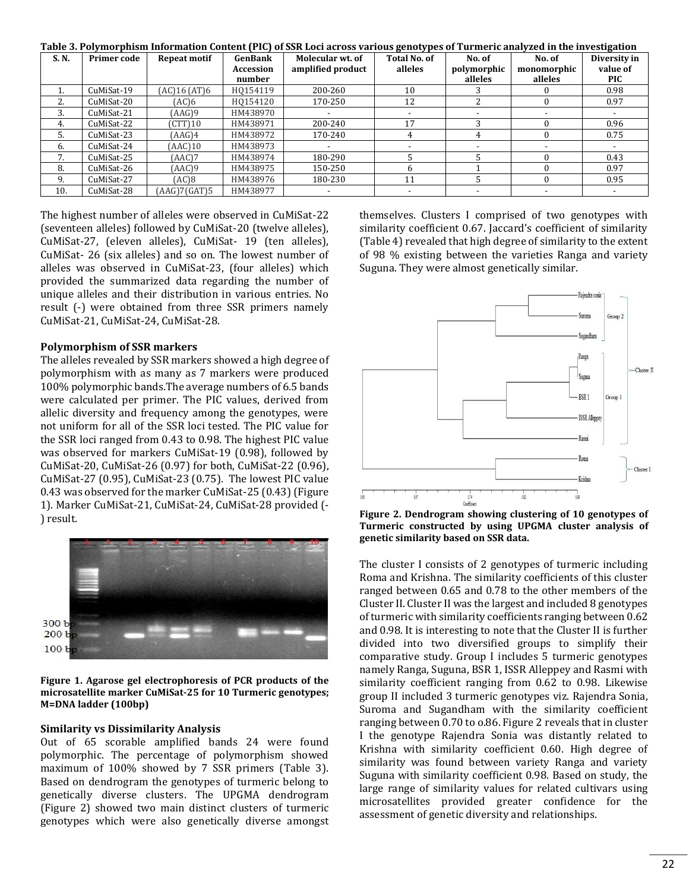**Table 3. Polymorphism Information Content (PIC) of SSR Loci across various genotypes of Turmeric analyzed in the investigation**

| S. N. | Primer code | Repeat motif | GenBank Accession number | Molecular wt. of amplified product | Total No. of alleles | No. of polymorphic alleles | No. of monomorphic alleles | Diversity in value of PIC |
|---|---|---|---|---|---|---|---|---|
| 1. | CuMiSat-19 | (AC)16 (AT)6 | HQ154119 | 200-260 | 10 | 3 | 0 | 0.98 |
| 2. | CuMiSat-20 | (AC)6 | HQ154120 | 170-250 | 12 | 2 | 0 | 0.97 |
| 3. | CuMiSat-21 | (AAG)9 | HM438970 | - | - | - | - | - |
| 4. | CuMiSat-22 | (CTT)10 | HM438971 | 200-240 | 17 | 3 | 0 | 0.96 |
| 5. | CuMiSat-23 | (AAG)4 | HM438972 | 170-240 | 4 | 4 | 0 | 0.75 |
| 6. | CuMiSat-24 | (AAC)10 | HM438973 | - | - | - | - | - |
| 7. | CuMiSat-25 | (AAC)7 | HM438974 | 180-290 | 5 | 5 | 0 | 0.43 |
| 8. | CuMiSat-26 | (AAC)9 | HM438975 | 150-250 | 6 | 1 | 0 | 0.97 |
| 9. | CuMiSat-27 | (AC)8 | HM438976 | 180-230 | 11 | 5 | 0 | 0.95 |
| 10. | CuMiSat-28 | (AAG)7(GAT)5 | HM438977 | - | - | - | - | - |

The highest number of alleles were observed in CuMiSat-22 (seventeen alleles) followed by CuMiSat-20 (twelve alleles), CuMiSat-27, (eleven alleles), CuMiSat- 19 (ten alleles), CuMiSat- 26 (six alleles) and so on. The lowest number of alleles was observed in CuMiSat-23, (four alleles) which provided the summarized data regarding the number of unique alleles and their distribution in various entries. No result (-) were obtained from three SSR primers namely CuMiSat-21, CuMiSat-24, CuMiSat-28.

### Polymorphism of SSR markers

The alleles revealed by SSR markers showed a high degree of polymorphism with as many as 7 markers were produced 100% polymorphic bands.The average numbers of 6.5 bands were calculated per primer. The PIC values, derived from allelic diversity and frequency among the genotypes, were not uniform for all of the SSR loci tested. The PIC value for the SSR loci ranged from 0.43 to 0.98. The highest PIC value was observed for markers CuMiSat-19 (0.98), followed by CuMiSat-20, CuMiSat-26 (0.97) for both, CuMiSat-22 (0.96), CuMiSat-27 (0.95), CuMiSat-23 (0.75). The lowest PIC value 0.43 was observed for the marker CuMiSat-25 (0.43) (Figure 1). Marker CuMiSat-21, CuMiSat-24, CuMiSat-28 provided (-) result.

**Figure 1. Agarose gel electrophoresis of PCR products of the microsatellite marker CuMiSat-25 for 10 Turmeric genotypes; M=DNA ladder (100bp)**

### Similarity vs Dissimilarity Analysis

Out of 65 scorable amplified bands 24 were found polymorphic. The percentage of polymorphism showed maximum of 100% showed by 7 SSR primers (Table 3). Based on dendrogram the genotypes of turmeric belong to genetically diverse clusters. The UPGMA dendrogram (Figure 2) showed two main distinct clusters of turmeric genotypes which were also genetically diverse amongst themselves. Clusters I comprised of two genotypes with similarity coefficient 0.67. Jaccard's coefficient of similarity (Table 4) revealed that high degree of similarity to the extent of 98 % existing between the varieties Ranga and variety Suguna. They were almost genetically similar.

**Figure 2. Dendrogram showing clustering of 10 genotypes of Turmeric constructed by using UPGMA cluster analysis of genetic similarity based on SSR data.**

The cluster I consists of 2 genotypes of turmeric including Roma and Krishna. The similarity coefficients of this cluster ranged between 0.65 and 0.78 to the other members of the Cluster II. Cluster II was the largest and included 8 genotypes of turmeric with similarity coefficients ranging between 0.62 and 0.98. It is interesting to note that the Cluster II is further divided into two diversified groups to simplify their comparative study. Group I includes 5 turmeric genotypes namely Ranga, Suguna, BSR 1, ISSR Alleppey and Rasmi with similarity coefficient ranging from 0.62 to 0.98. Likewise group II included 3 turmeric genotypes viz. Rajendra Sonia, Suroma and Sugandham with the similarity coefficient ranging between 0.70 to o.86. Figure 2 reveals that in cluster I the genotype Rajendra Sonia was distantly related to Krishna with similarity coefficient 0.60. High degree of similarity was found between variety Ranga and variety Suguna with similarity coefficient 0.98. Based on study, the large range of similarity values for related cultivars using microsatellites provided greater confidence for the assessment of genetic diversity and relationships.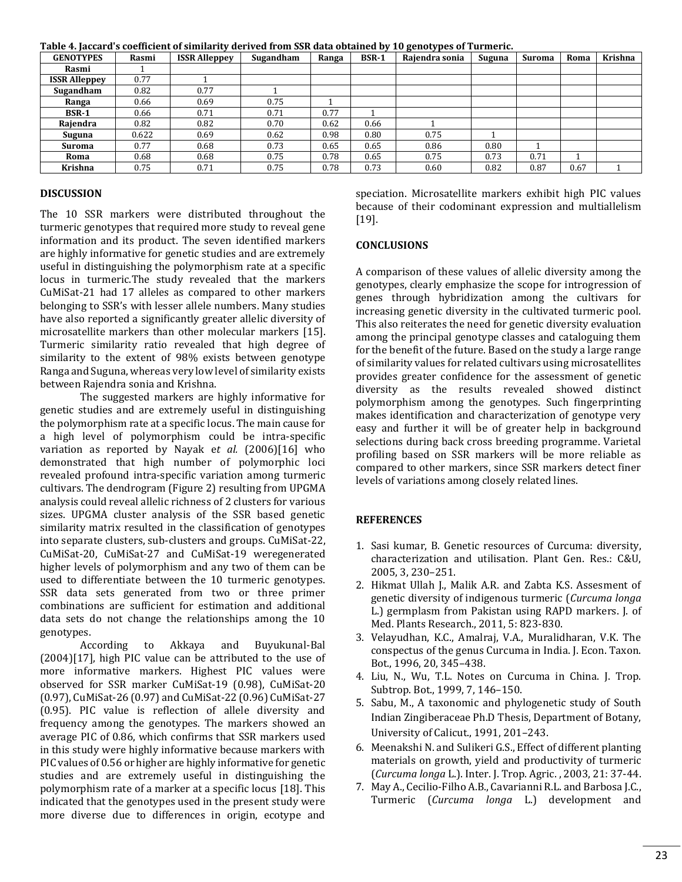**Table 4. Jaccard's coefficient of similarity derived from SSR data obtained by 10 genotypes of Turmeric.**

| GENOTYPES | Rasmi | ISSR Alleppey | Sugandham | Ranga | BSR-1 | Rajendra sonia | Suguna | Suroma | Roma | Krishna |
|---|---|---|---|---|---|---|---|---|---|---|
| Rasmi | 1 | | | | | | | | | |
| ISSR Alleppey | 0.77 | 1 | | | | | | | | |
| Sugandham | 0.82 | 0.77 | 1 | | | | | | | |
| Ranga | 0.66 | 0.69 | 0.75 | 1 | | | | | | |
| BSR-1 | 0.66 | 0.71 | 0.71 | 0.77 | 1 | | | | | |
| Rajendra | 0.82 | 0.82 | 0.70 | 0.62 | 0.66 | 1 | | | | |
| Suguna | 0.622 | 0.69 | 0.62 | 0.98 | 0.80 | 0.75 | 1 | | | |
| Suroma | 0.77 | 0.68 | 0.73 | 0.65 | 0.65 | 0.86 | 0.80 | 1 | | |
| Roma | 0.68 | 0.68 | 0.75 | 0.78 | 0.65 | 0.75 | 0.73 | 0.71 | 1 | |
| Krishna | 0.75 | 0.71 | 0.75 | 0.78 | 0.73 | 0.60 | 0.82 | 0.87 | 0.67 | 1 |

## DISCUSSION

The 10 SSR markers were distributed throughout the turmeric genotypes that required more study to reveal gene information and its product. The seven identified markers are highly informative for genetic studies and are extremely useful in distinguishing the polymorphism rate at a specific locus in turmeric.The study revealed that the markers CuMiSat-21 had 17 alleles as compared to other markers belonging to SSR's with lesser allele numbers. Many studies have also reported a significantly greater allelic diversity of microsatellite markers than other molecular markers [15]. Turmeric similarity ratio revealed that high degree of similarity to the extent of 98% exists between genotype Ranga and Suguna, whereas very low level of similarity exists between Rajendra sonia and Krishna.

The suggested markers are highly informative for genetic studies and are extremely useful in distinguishing the polymorphism rate at a specific locus. The main cause for a high level of polymorphism could be intra-specific variation as reported by Nayak *et al.* (2006)[16] who demonstrated that high number of polymorphic loci revealed profound intra-specific variation among turmeric cultivars. The dendrogram (Figure 2) resulting from UPGMA analysis could reveal allelic richness of 2 clusters for various sizes. UPGMA cluster analysis of the SSR based genetic similarity matrix resulted in the classification of genotypes into separate clusters, sub-clusters and groups. CuMiSat-22, CuMiSat-20, CuMiSat-27 and CuMiSat-19 weregenerated higher levels of polymorphism and any two of them can be used to differentiate between the 10 turmeric genotypes. SSR data sets generated from two or three primer combinations are sufficient for estimation and additional data sets do not change the relationships among the 10 genotypes.

According to Akkaya and Buyukunal-Bal (2004)[17], high PIC value can be attributed to the use of more informative markers. Highest PIC values were observed for SSR marker CuMiSat-19 (0.98), CuMiSat-20 (0.97), CuMiSat-26 (0.97) and CuMiSat-22 (0.96) CuMiSat-27 (0.95). PIC value is reflection of allele diversity and frequency among the genotypes. The markers showed an average PIC of 0.86, which confirms that SSR markers used in this study were highly informative because markers with PIC values of 0.56 or higher are highly informative for genetic studies and are extremely useful in distinguishing the polymorphism rate of a marker at a specific locus [18]. This indicated that the genotypes used in the present study were more diverse due to differences in origin, ecotype and speciation. Microsatellite markers exhibit high PIC values because of their codominant expression and multiallelism [19].

## CONCLUSIONS

A comparison of these values of allelic diversity among the genotypes, clearly emphasize the scope for introgression of genes through hybridization among the cultivars for increasing genetic diversity in the cultivated turmeric pool. This also reiterates the need for genetic diversity evaluation among the principal genotype classes and cataloguing them for the benefit of the future. Based on the study a large range of similarity values for related cultivars using microsatellites provides greater confidence for the assessment of genetic diversity as the results revealed showed distinct polymorphism among the genotypes. Such fingerprinting makes identification and characterization of genotype very easy and further it will be of greater help in background selections during back cross breeding programme. Varietal profiling based on SSR markers will be more reliable as compared to other markers, since SSR markers detect finer levels of variations among closely related lines.

## REFERENCES

1. Sasi kumar, B. Genetic resources of Curcuma: diversity, characterization and utilisation. Plant Gen. Res.: C&U, 2005, 3, 230–251.
2. Hikmat Ullah J., Malik A.R. and Zabta K.S. Assesment of genetic diversity of indigenous turmeric (*Curcuma longa* L.) germplasm from Pakistan using RAPD markers. J. of Med. Plants Research., 2011, 5: 823-830.
3. Velayudhan, K.C., Amalraj, V.A., Muralidharan, V.K. The conspectus of the genus Curcuma in India. J. Econ. Taxon. Bot., 1996, 20, 345–438.
4. Liu, N., Wu, T.L. Notes on Curcuma in China. J. Trop. Subtrop. Bot., 1999, 7, 146–150.
5. Sabu, M., A taxonomic and phylogenetic study of South Indian Zingiberaceae Ph.D Thesis, Department of Botany, University of Calicut., 1991, 201–243.
6. Meenakshi N. and Sulikeri G.S., Effect of different planting materials on growth, yield and productivity of turmeric (*Curcuma longa* L.). Inter. J. Trop. Agric. , 2003, 21: 37-44.
7. May A., Cecilio-Filho A.B., Cavarianni R.L. and Barbosa J.C., Turmeric (*Curcuma longa* L.) development and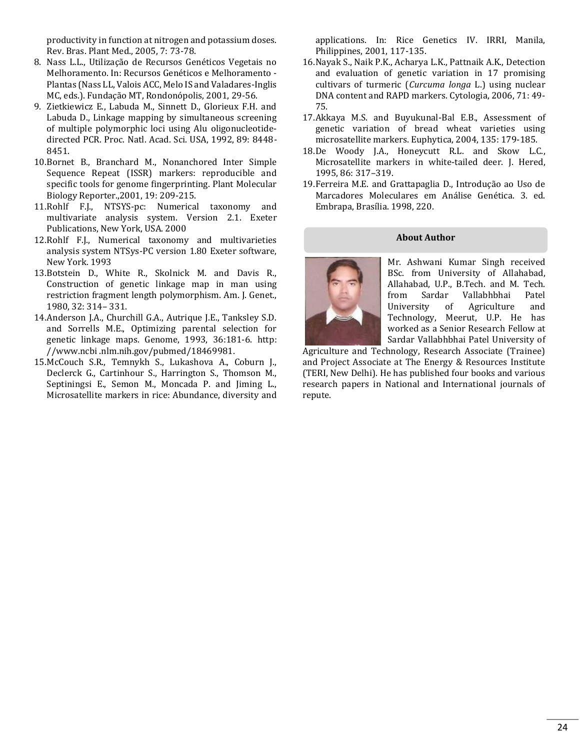productivity in function at nitrogen and potassium doses. Rev. Bras. Plant Med., 2005, 7: 73-78.

8. Nass L.L., Utilização de Recursos Genéticos Vegetais no Melhoramento. In: Recursos Genéticos e Melhoramento - Plantas (Nass LL, Valois ACC, Melo IS and Valadares-Inglis MC, eds.). Fundação MT, Rondonópolis, 2001, 29-56.
9. Zietkiewicz E., Labuda M., Sinnett D., Glorieux F.H. and Labuda D., Linkage mapping by simultaneous screening of multiple polymorphic loci using Alu oligonucleotide-directed PCR. Proc. Natl. Acad. Sci. USA, 1992, 89: 8448-8451.
10. Bornet B., Branchard M., Nonanchored Inter Simple Sequence Repeat (ISSR) markers: reproducible and specific tools for genome fingerprinting. Plant Molecular Biology Reporter.,2001, 19: 209-215.
11. Rohlf F.J., NTSYS-pc: Numerical taxonomy and multivariate analysis system. Version 2.1. Exeter Publications, New York, USA. 2000
12. Rohlf F.J., Numerical taxonomy and multivarieties analysis system NTSys-PC version 1.80 Exeter software, New York. 1993
13. Botstein D., White R., Skolnick M. and Davis R., Construction of genetic linkage map in man using restriction fragment length polymorphism. Am. J. Genet., 1980, 32: 314– 331.
14. Anderson J.A., Churchill G.A., Autrique J.E., Tanksley S.D. and Sorrells M.E., Optimizing parental selection for genetic linkage maps. Genome, 1993, 36:181-6. http: //www.ncbi .nlm.nih.gov/pubmed/18469981.
15. McCouch S.R., Temnykh S., Lukashova A., Coburn J., Declerck G., Cartinhour S., Harrington S., Thomson M., Septiningsi E., Semon M., Moncada P. and Jiming L., Microsatellite markers in rice: Abundance, diversity and applications. In: Rice Genetics IV. IRRI, Manila, Philippines, 2001, 117-135.
16. Nayak S., Naik P.K., Acharya L.K., Pattnaik A.K., Detection and evaluation of genetic variation in 17 promising cultivars of turmeric (*Curcuma longa* L.) using nuclear DNA content and RAPD markers. Cytologia, 2006, 71: 49-75.
17. Akkaya M.S. and Buyukunal-Bal E.B., Assessment of genetic variation of bread wheat varieties using microsatellite markers. Euphytica, 2004, 135: 179-185.
18. De Woody J.A., Honeycutt R.L. and Skow L.C., Microsatellite markers in white-tailed deer. J. Hered, 1995, 86: 317–319.
19. Ferreira M.E. and Grattapaglia D., Introdução ao Uso de Marcadores Moleculares em Análise Genética. 3. ed. Embrapa, Brasília. 1998, 220.

**About Author**

Mr. Ashwani Kumar Singh received BSc. from University of Allahabad, Allahabad, U.P., B.Tech. and M. Tech. from Sardar Vallabhbhai Patel University of Agriculture and Technology, Meerut, U.P. He has worked as a Senior Research Fellow at Sardar Vallabhbhai Patel University of Agriculture and Technology, Research Associate (Trainee) and Project Associate at The Energy & Resources Institute (TERI, New Delhi). He has published four books and various research papers in National and International journals of repute.